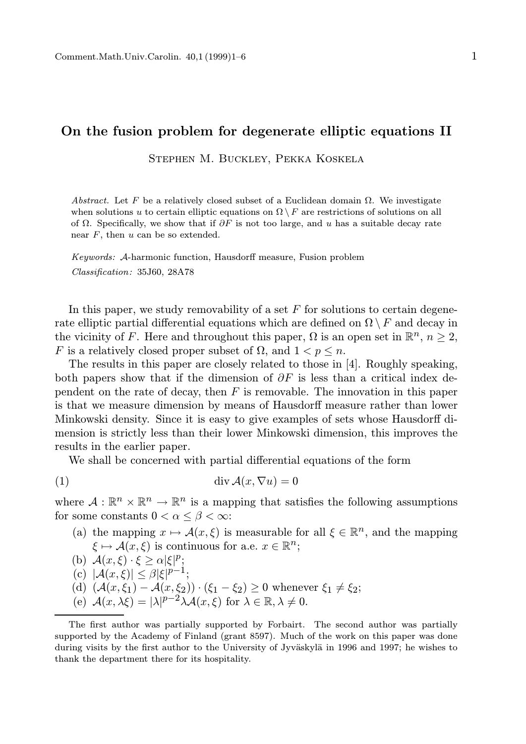# On the fusion problem for degenerate elliptic equations II

Stephen M. Buckley, Pekka Koskela

*Abstract.* Let $F$ be a relatively closed subset of a Euclidean domain $\Omega$. We investigate when solutions $u$ to certain elliptic equations on $\Omega \setminus F$ are restrictions of solutions on all of $\Omega$. Specifically, we show that if $\partial F$ is not too large, and $u$ has a suitable decay rate near $F$, then $u$ can be so extended.

*Keywords:* $\mathcal{A}$-harmonic function, Hausdorff measure, Fusion problem

*Classification:* 35J60, 28A78

In this paper, we study removability of a set $F$ for solutions to certain degenerate elliptic partial differential equations which are defined on $\Omega \setminus F$ and decay in the vicinity of $F$. Here and throughout this paper, $\Omega$ is an open set in $\mathbb{R}^n$, $n \geq 2$, $F$ is a relatively closed proper subset of $\Omega$, and $1 < p \leq n$.

The results in this paper are closely related to those in [4]. Roughly speaking, both papers show that if the dimension of $\partial F$ is less than a critical index dependent on the rate of decay, then $F$ is removable. The innovation in this paper is that we measure dimension by means of Hausdorff measure rather than lower Minkowski density. Since it is easy to give examples of sets whose Hausdorff dimension is strictly less than their lower Minkowski dimension, this improves the results in the earlier paper.

We shall be concerned with partial differential equations of the form

$$\operatorname{div} \mathcal{A}(x, \nabla u) = 0 \tag{1}$$

where $\mathcal{A} : \mathbb{R}^n \times \mathbb{R}^n \to \mathbb{R}^n$ is a mapping that satisfies the following assumptions for some constants $0 < \alpha \leq \beta < \infty$:

(a) the mapping $x \mapsto \mathcal{A}(x, \xi)$ is measurable for all $\xi \in \mathbb{R}^n$, and the mapping $\xi \mapsto \mathcal{A}(x, \xi)$ is continuous for a.e. $x \in \mathbb{R}^n$;

(b) $\mathcal{A}(x, \xi) \cdot \xi \geq \alpha |\xi|^p$;

(c) $|\mathcal{A}(x, \xi)| \leq \beta |\xi|^{p-1}$;

(d) $(\mathcal{A}(x, \xi_1) - \mathcal{A}(x, \xi_2)) \cdot (\xi_1 - \xi_2) \geq 0$ whenever $\xi_1 \neq \xi_2$;

(e) $\mathcal{A}(x, \lambda \xi) = |\lambda|^{p-2} \lambda \mathcal{A}(x, \xi)$ for $\lambda \in \mathbb{R}, \lambda \neq 0$.

---

The first author was partially supported by Forbairt. The second author was partially supported by the Academy of Finland (grant 8597). Much of the work on this paper was done during visits by the first author to the University of Jyväskylä in 1996 and 1997; he wishes to thank the department there for its hospitality.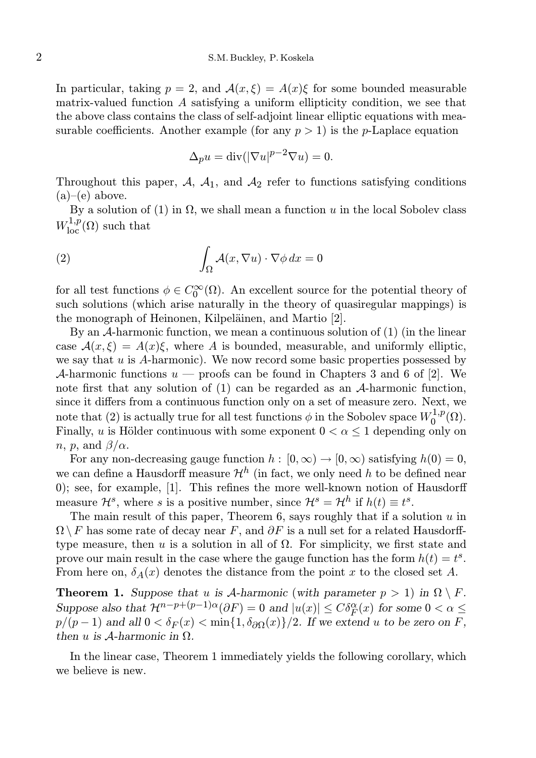In particular, taking $p = 2$, and $\mathcal{A}(x,\xi) = A(x)\xi$ for some bounded measurable matrix-valued function $A$ satisfying a uniform ellipticity condition, we see that the above class contains the class of self-adjoint linear elliptic equations with measurable coefficients. Another example (for any $p > 1$) is the $p$-Laplace equation

$$\Delta_p u = \operatorname{div}(|\nabla u|^{p-2}\nabla u) = 0.$$

Throughout this paper, $\mathcal{A}$, $\mathcal{A}_1$, and $\mathcal{A}_2$ refer to functions satisfying conditions (a)–(e) above.

By a solution of (1) in $\Omega$, we shall mean a function $u$ in the local Sobolev class $W^{1,p}_{\mathrm{loc}}(\Omega)$ such that

$$\int_\Omega \mathcal{A}(x,\nabla u)\cdot\nabla\phi\,dx = 0 \tag{2}$$

for all test functions $\phi \in C_0^\infty(\Omega)$. An excellent source for the potential theory of such solutions (which arise naturally in the theory of quasiregular mappings) is the monograph of Heinonen, Kilpeläinen, and Martio [2].

By an $\mathcal{A}$-harmonic function, we mean a continuous solution of (1) (in the linear case $\mathcal{A}(x,\xi) = A(x)\xi$, where $A$ is bounded, measurable, and uniformly elliptic, we say that $u$ is $A$-harmonic). We now record some basic properties possessed by $\mathcal{A}$-harmonic functions $u$ — proofs can be found in Chapters 3 and 6 of [2]. We note first that any solution of (1) can be regarded as an $\mathcal{A}$-harmonic function, since it differs from a continuous function only on a set of measure zero. Next, we note that (2) is actually true for all test functions $\phi$ in the Sobolev space $W^{1,p}_0(\Omega)$. Finally, $u$ is Hölder continuous with some exponent $0 < \alpha \le 1$ depending only on $n$, $p$, and $\beta/\alpha$.

For any non-decreasing gauge function $h : [0,\infty) \to [0,\infty)$ satisfying $h(0) = 0$, we can define a Hausdorff measure $\mathcal{H}^h$ (in fact, we only need $h$ to be defined near 0); see, for example, [1]. This refines the more well-known notion of Hausdorff measure $\mathcal{H}^s$, where $s$ is a positive number, since $\mathcal{H}^s = \mathcal{H}^h$ if $h(t) \equiv t^s$.

The main result of this paper, Theorem 6, says roughly that if a solution $u$ in $\Omega \setminus F$ has some rate of decay near $F$, and $\partial F$ is a null set for a related Hausdorff-type measure, then $u$ is a solution in all of $\Omega$. For simplicity, we first state and prove our main result in the case where the gauge function has the form $h(t) = t^s$. From here on, $\delta_A(x)$ denotes the distance from the point $x$ to the closed set $A$.

**Theorem 1.** *Suppose that $u$ is $\mathcal{A}$-harmonic (with parameter $p > 1$) in $\Omega \setminus F$. Suppose also that $\mathcal{H}^{n-p+(p-1)\alpha}(\partial F) = 0$ and $|u(x)| \le C\delta_F^\alpha(x)$ for some $0 < \alpha \le p/(p-1)$ and all $0 < \delta_F(x) < \min\{1, \delta_{\partial\Omega}(x)\}/2$. If we extend $u$ to be zero on $F$, then $u$ is $\mathcal{A}$-harmonic in $\Omega$.*

In the linear case, Theorem 1 immediately yields the following corollary, which we believe is new.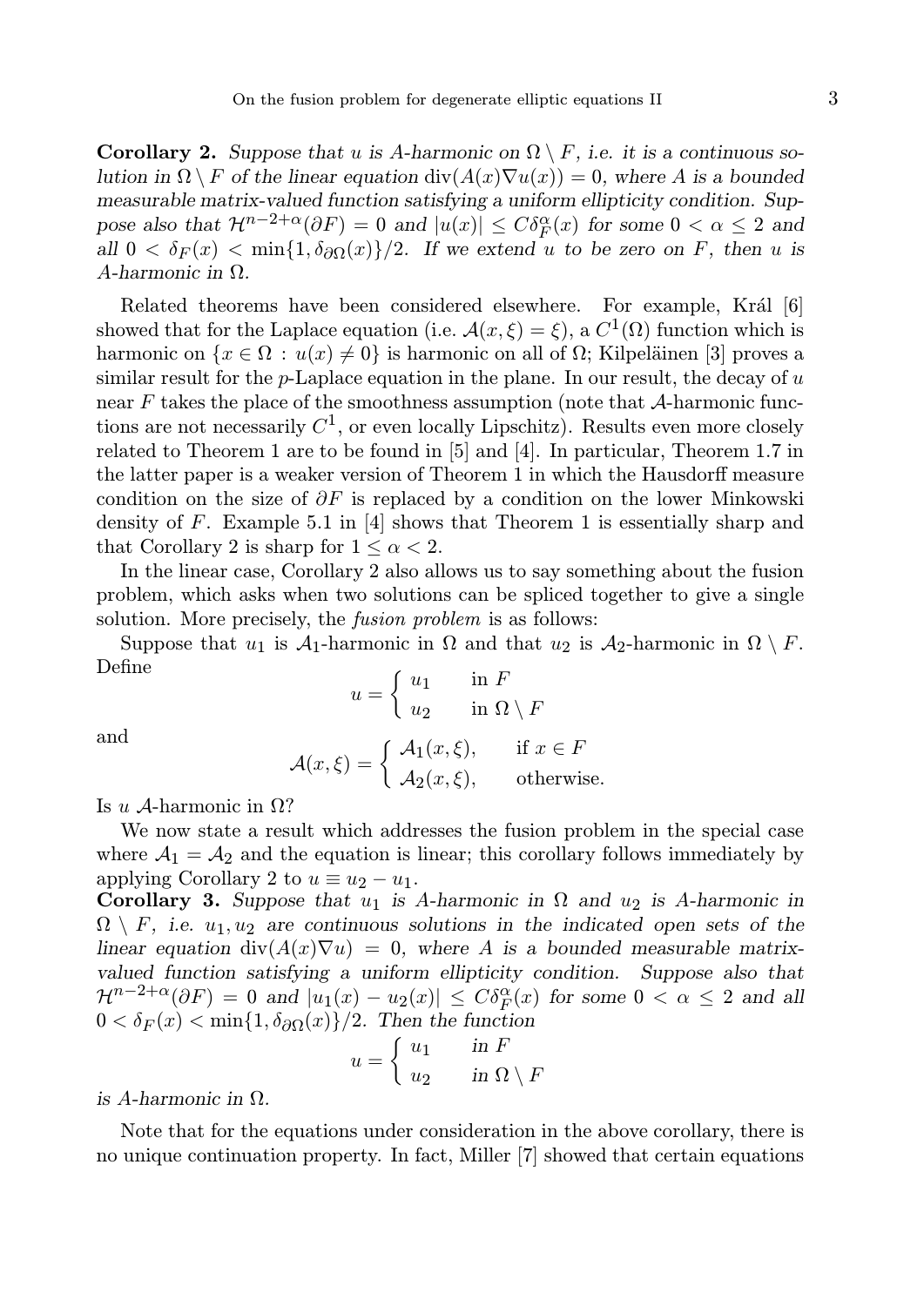**Corollary 2.** *Suppose that* $u$ *is* $A$*-harmonic on* $\Omega \setminus F$*, i.e. it is a continuous solution in* $\Omega \setminus F$ *of the linear equation* $\operatorname{div}(A(x)\nabla u(x)) = 0$*, where* $A$ *is a bounded measurable matrix-valued function satisfying a uniform ellipticity condition. Suppose also that* $\mathcal{H}^{n-2+\alpha}(\partial F) = 0$ *and* $|u(x)| \le C\delta_F^\alpha(x)$ *for some* $0 < \alpha \le 2$ *and all* $0 < \delta_F(x) < \min\{1, \delta_{\partial\Omega}(x)\}/2$*. If we extend* $u$ *to be zero on* $F$*, then* $u$ *is* $A$*-harmonic in* $\Omega$*.*

Related theorems have been considered elsewhere. For example, Král [6] showed that for the Laplace equation (i.e. $\mathcal{A}(x,\xi) = \xi$), a $C^1(\Omega)$ function which is harmonic on $\{x \in \Omega : u(x) \neq 0\}$ is harmonic on all of $\Omega$; Kilpeläinen [3] proves a similar result for the $p$-Laplace equation in the plane. In our result, the decay of $u$ near $F$ takes the place of the smoothness assumption (note that $\mathcal{A}$-harmonic functions are not necessarily $C^1$, or even locally Lipschitz). Results even more closely related to Theorem 1 are to be found in [5] and [4]. In particular, Theorem 1.7 in the latter paper is a weaker version of Theorem 1 in which the Hausdorff measure condition on the size of $\partial F$ is replaced by a condition on the lower Minkowski density of $F$. Example 5.1 in [4] shows that Theorem 1 is essentially sharp and that Corollary 2 is sharp for $1 \le \alpha < 2$.

In the linear case, Corollary 2 also allows us to say something about the fusion problem, which asks when two solutions can be spliced together to give a single solution. More precisely, the *fusion problem* is as follows:

Suppose that $u_1$ is $\mathcal{A}_1$-harmonic in $\Omega$ and that $u_2$ is $\mathcal{A}_2$-harmonic in $\Omega \setminus F$. Define

$$u = \begin{cases} u_1 & \text{in } F \\ u_2 & \text{in } \Omega \setminus F \end{cases}$$

and

$$\mathcal{A}(x,\xi) = \begin{cases} \mathcal{A}_1(x,\xi), & \text{if } x \in F \\ \mathcal{A}_2(x,\xi), & \text{otherwise.} \end{cases}$$

Is $u$ $\mathcal{A}$-harmonic in $\Omega$?

We now state a result which addresses the fusion problem in the special case where $\mathcal{A}_1 = \mathcal{A}_2$ and the equation is linear; this corollary follows immediately by applying Corollary 2 to $u \equiv u_2 - u_1$.

**Corollary 3.** *Suppose that* $u_1$ *is* $A$*-harmonic in* $\Omega$ *and* $u_2$ *is* $A$*-harmonic in* $\Omega \setminus F$*, i.e.* $u_1, u_2$ *are continuous solutions in the indicated open sets of the linear equation* $\operatorname{div}(A(x)\nabla u) = 0$*, where* $A$ *is a bounded measurable matrix-valued function satisfying a uniform ellipticity condition. Suppose also that* $\mathcal{H}^{n-2+\alpha}(\partial F) = 0$ *and* $|u_1(x) - u_2(x)| \le C\delta_F^\alpha(x)$ *for some* $0 < \alpha \le 2$ *and all* $0 < \delta_F(x) < \min\{1, \delta_{\partial\Omega}(x)\}/2$*. Then the function*

$$u = \begin{cases} u_1 & \text{in } F \\ u_2 & \text{in } \Omega \setminus F \end{cases}$$

*is* $A$*-harmonic in* $\Omega$*.*

Note that for the equations under consideration in the above corollary, there is no unique continuation property. In fact, Miller [7] showed that certain equations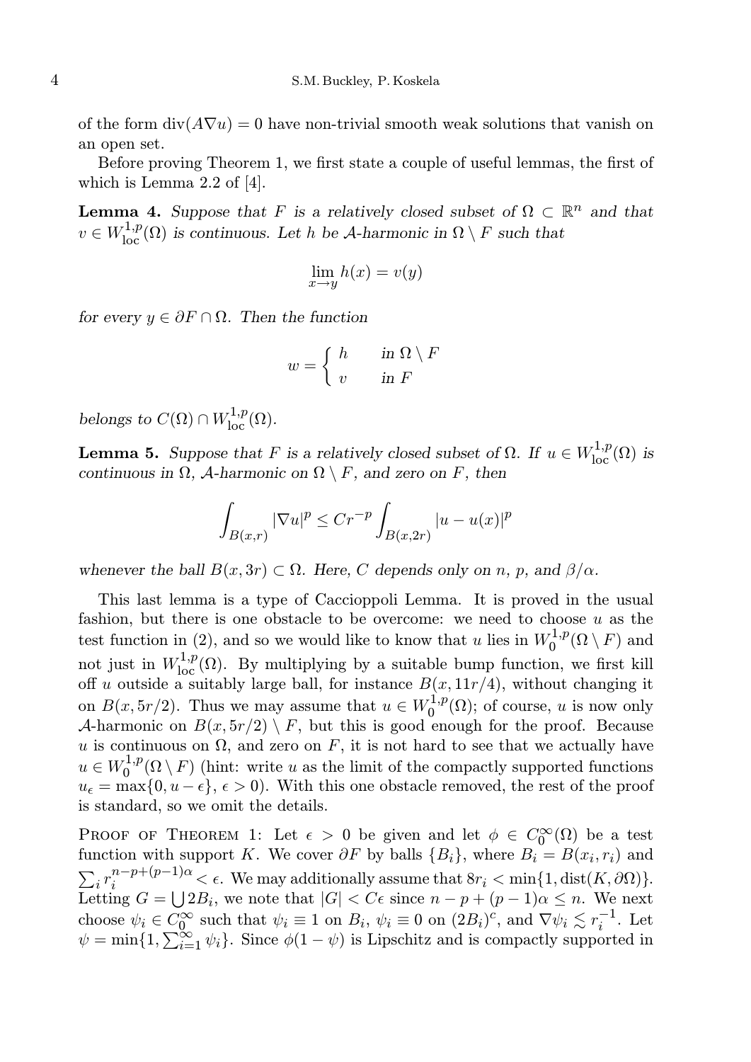of the form $\operatorname{div}(A\nabla u) = 0$ have non-trivial smooth weak solutions that vanish on an open set.

Before proving Theorem 1, we first state a couple of useful lemmas, the first of which is Lemma 2.2 of [4].

**Lemma 4.** *Suppose that $F$ is a relatively closed subset of $\Omega \subset \mathbb{R}^n$ and that $v \in W^{1,p}_{\mathrm{loc}}(\Omega)$ is continuous. Let $h$ be $\mathcal{A}$-harmonic in $\Omega \setminus F$ such that*

$$\lim_{x\to y} h(x) = v(y)$$

*for every $y \in \partial F \cap \Omega$. Then the function*

$$w = \begin{cases} h & \text{in } \Omega \setminus F \\ v & \text{in } F \end{cases}$$

*belongs to $C(\Omega) \cap W^{1,p}_{\mathrm{loc}}(\Omega)$.*

**Lemma 5.** *Suppose that $F$ is a relatively closed subset of $\Omega$. If $u \in W^{1,p}_{\mathrm{loc}}(\Omega)$ is continuous in $\Omega$, $\mathcal{A}$-harmonic on $\Omega \setminus F$, and zero on $F$, then*

$$\int_{B(x,r)} |\nabla u|^p \leq C r^{-p} \int_{B(x,2r)} |u - u(x)|^p$$

*whenever the ball $B(x, 3r) \subset \Omega$. Here, $C$ depends only on $n$, $p$, and $\beta/\alpha$.*

This last lemma is a type of Caccioppoli Lemma. It is proved in the usual fashion, but there is one obstacle to be overcome: we need to choose $u$ as the test function in (2), and so we would like to know that $u$ lies in $W^{1,p}_0(\Omega \setminus F)$ and not just in $W^{1,p}_{\mathrm{loc}}(\Omega)$. By multiplying by a suitable bump function, we first kill off $u$ outside a suitably large ball, for instance $B(x, 11r/4)$, without changing it on $B(x, 5r/2)$. Thus we may assume that $u \in W^{1,p}_0(\Omega)$; of course, $u$ is now only $\mathcal{A}$-harmonic on $B(x, 5r/2) \setminus F$, but this is good enough for the proof. Because $u$ is continuous on $\Omega$, and zero on $F$, it is not hard to see that we actually have $u \in W^{1,p}_0(\Omega \setminus F)$ (hint: write $u$ as the limit of the compactly supported functions $u_\epsilon = \max\{0, u - \epsilon\}$, $\epsilon > 0$). With this one obstacle removed, the rest of the proof is standard, so we omit the details.

Proof of Theorem 1: Let $\epsilon > 0$ be given and let $\phi \in C^\infty_0(\Omega)$ be a test function with support $K$. We cover $\partial F$ by balls $\{B_i\}$, where $B_i = B(x_i, r_i)$ and $\sum_i r_i^{n-p+(p-1)\alpha} < \epsilon$. We may additionally assume that $8r_i < \min\{1, \operatorname{dist}(K, \partial\Omega)\}$. Letting $G = \bigcup 2B_i$, we note that $|G| < C\epsilon$ since $n - p + (p-1)\alpha \leq n$. We next choose $\psi_i \in C^\infty_0$ such that $\psi_i \equiv 1$ on $B_i$, $\psi_i \equiv 0$ on $(2B_i)^c$, and $\nabla\psi_i \lesssim r_i^{-1}$. Let $\psi = \min\{1, \sum_{i=1}^\infty \psi_i\}$. Since $\phi(1 - \psi)$ is Lipschitz and is compactly supported in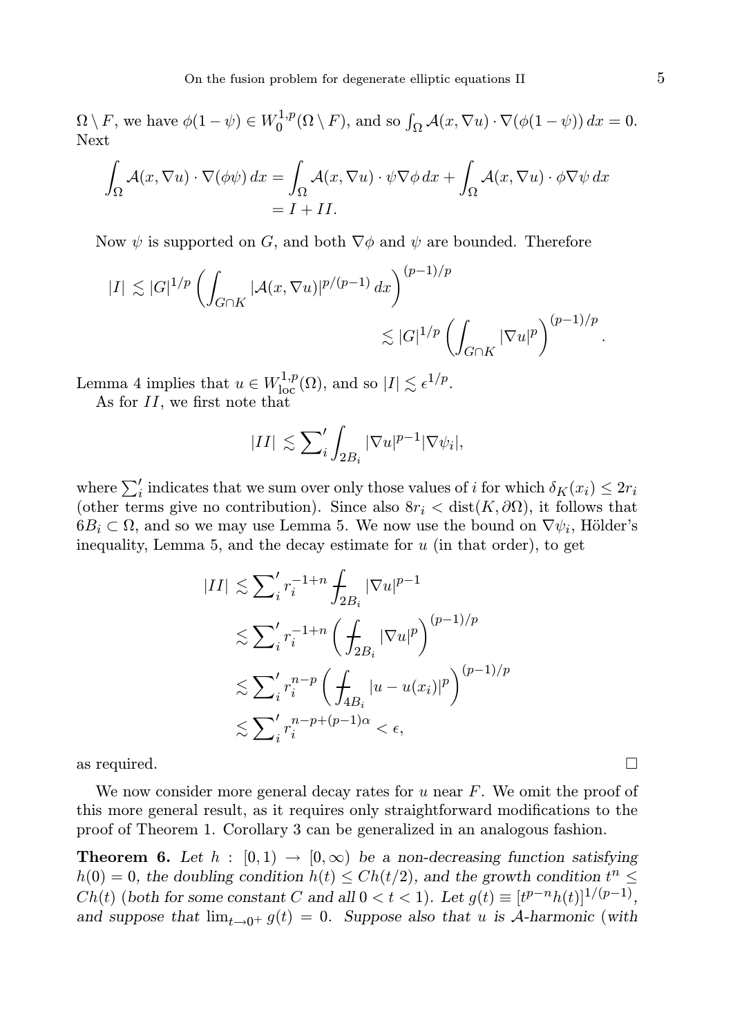$\Omega \setminus F$, we have $\phi(1-\psi) \in W_0^{1,p}(\Omega \setminus F)$, and so $\int_\Omega \mathcal{A}(x, \nabla u) \cdot \nabla(\phi(1-\psi))\, dx = 0$. Next

$$
\begin{aligned}
\int_\Omega \mathcal{A}(x, \nabla u) \cdot \nabla(\phi\psi)\, dx &= \int_\Omega \mathcal{A}(x, \nabla u) \cdot \psi \nabla\phi\, dx + \int_\Omega \mathcal{A}(x, \nabla u) \cdot \phi \nabla\psi\, dx \\
&= I + II.
\end{aligned}
$$

Now $\psi$ is supported on $G$, and both $\nabla\phi$ and $\psi$ are bounded. Therefore

$$
\begin{aligned}
|I| &\lesssim |G|^{1/p} \left( \int_{G \cap K} |\mathcal{A}(x, \nabla u)|^{p/(p-1)}\, dx \right)^{(p-1)/p} \\
&\lesssim |G|^{1/p} \left( \int_{G \cap K} |\nabla u|^p \right)^{(p-1)/p}.
\end{aligned}
$$

Lemma 4 implies that $u \in W^{1,p}_{\mathrm{loc}}(\Omega)$, and so $|I| \lesssim \epsilon^{1/p}$.

As for $II$, we first note that

$$
|II| \lesssim \sum\nolimits_i' \int_{2B_i} |\nabla u|^{p-1} |\nabla \psi_i|,
$$

where $\sum_i'$ indicates that we sum over only those values of $i$ for which $\delta_K(x_i) \le 2r_i$ (other terms give no contribution). Since also $8r_i < \operatorname{dist}(K, \partial\Omega)$, it follows that $6B_i \subset \Omega$, and so we may use Lemma 5. We now use the bound on $\nabla\psi_i$, Hölder's inequality, Lemma 5, and the decay estimate for $u$ (in that order), to get

$$
\begin{aligned}
|II| &\lesssim \sum\nolimits_i' r_i^{-1+n} \fint_{2B_i} |\nabla u|^{p-1} \\
&\lesssim \sum\nolimits_i' r_i^{-1+n} \left( \fint_{2B_i} |\nabla u|^p \right)^{(p-1)/p} \\
&\lesssim \sum\nolimits_i' r_i^{n-p} \left( \fint_{4B_i} |u - u(x_i)|^p \right)^{(p-1)/p} \\
&\lesssim \sum\nolimits_i' r_i^{n-p+(p-1)\alpha} < \epsilon,
\end{aligned}
$$

as required. $\square$

We now consider more general decay rates for $u$ near $F$. We omit the proof of this more general result, as it requires only straightforward modifications to the proof of Theorem 1. Corollary 3 can be generalized in an analogous fashion.

**Theorem 6.** *Let $h : [0, 1) \to [0, \infty)$ be a non-decreasing function satisfying $h(0) = 0$, the doubling condition $h(t) \le Ch(t/2)$, and the growth condition $t^n \le Ch(t)$ (both for some constant $C$ and all $0 < t < 1$). Let $g(t) \equiv [t^{p-n}h(t)]^{1/(p-1)}$, and suppose that $\lim_{t \to 0^+} g(t) = 0$. Suppose also that $u$ is $\mathcal{A}$-harmonic (with*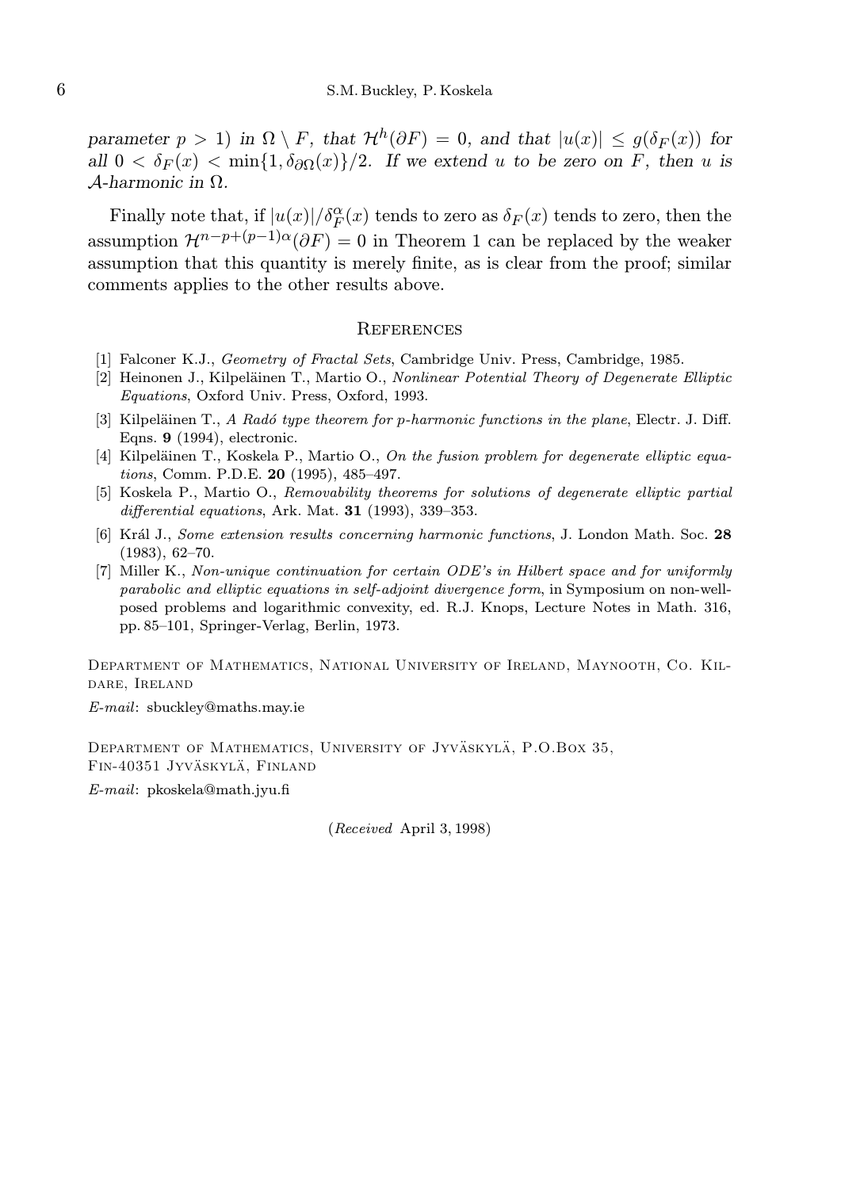*parameter $p > 1$) in $\Omega \setminus F$, that $\mathcal{H}^h(\partial F) = 0$, and that $|u(x)| \leq g(\delta_F(x))$ for all $0 < \delta_F(x) < \min\{1, \delta_{\partial\Omega}(x)\}/2$. If we extend $u$ to be zero on $F$, then $u$ is $\mathcal{A}$-harmonic in $\Omega$.*

Finally note that, if $|u(x)|/\delta_F^\alpha(x)$ tends to zero as $\delta_F(x)$ tends to zero, then the assumption $\mathcal{H}^{n-p+(p-1)\alpha}(\partial F) = 0$ in Theorem 1 can be replaced by the weaker assumption that this quantity is merely finite, as is clear from the proof; similar comments applies to the other results above.

## References

[1] Falconer K.J., *Geometry of Fractal Sets*, Cambridge Univ. Press, Cambridge, 1985.

[2] Heinonen J., Kilpeläinen T., Martio O., *Nonlinear Potential Theory of Degenerate Elliptic Equations*, Oxford Univ. Press, Oxford, 1993.

[3] Kilpeläinen T., *A Radó type theorem for p-harmonic functions in the plane*, Electr. J. Diff. Eqns. **9** (1994), electronic.

[4] Kilpeläinen T., Koskela P., Martio O., *On the fusion problem for degenerate elliptic equations*, Comm. P.D.E. **20** (1995), 485–497.

[5] Koskela P., Martio O., *Removability theorems for solutions of degenerate elliptic partial differential equations*, Ark. Mat. **31** (1993), 339–353.

[6] Král J., *Some extension results concerning harmonic functions*, J. London Math. Soc. **28** (1983), 62–70.

[7] Miller K., *Non-unique continuation for certain ODE's in Hilbert space and for uniformly parabolic and elliptic equations in self-adjoint divergence form*, in Symposium on non-well-posed problems and logarithmic convexity, ed. R.J. Knops, Lecture Notes in Math. 316, pp. 85–101, Springer-Verlag, Berlin, 1973.

Department of Mathematics, National University of Ireland, Maynooth, Co. Kildare, Ireland

*E-mail*: sbuckley@maths.may.ie

Department of Mathematics, University of Jyväskylä, P.O.Box 35, Fin-40351 Jyväskylä, Finland

*E-mail*: pkoskela@math.jyu.fi

(*Received* April 3, 1998)